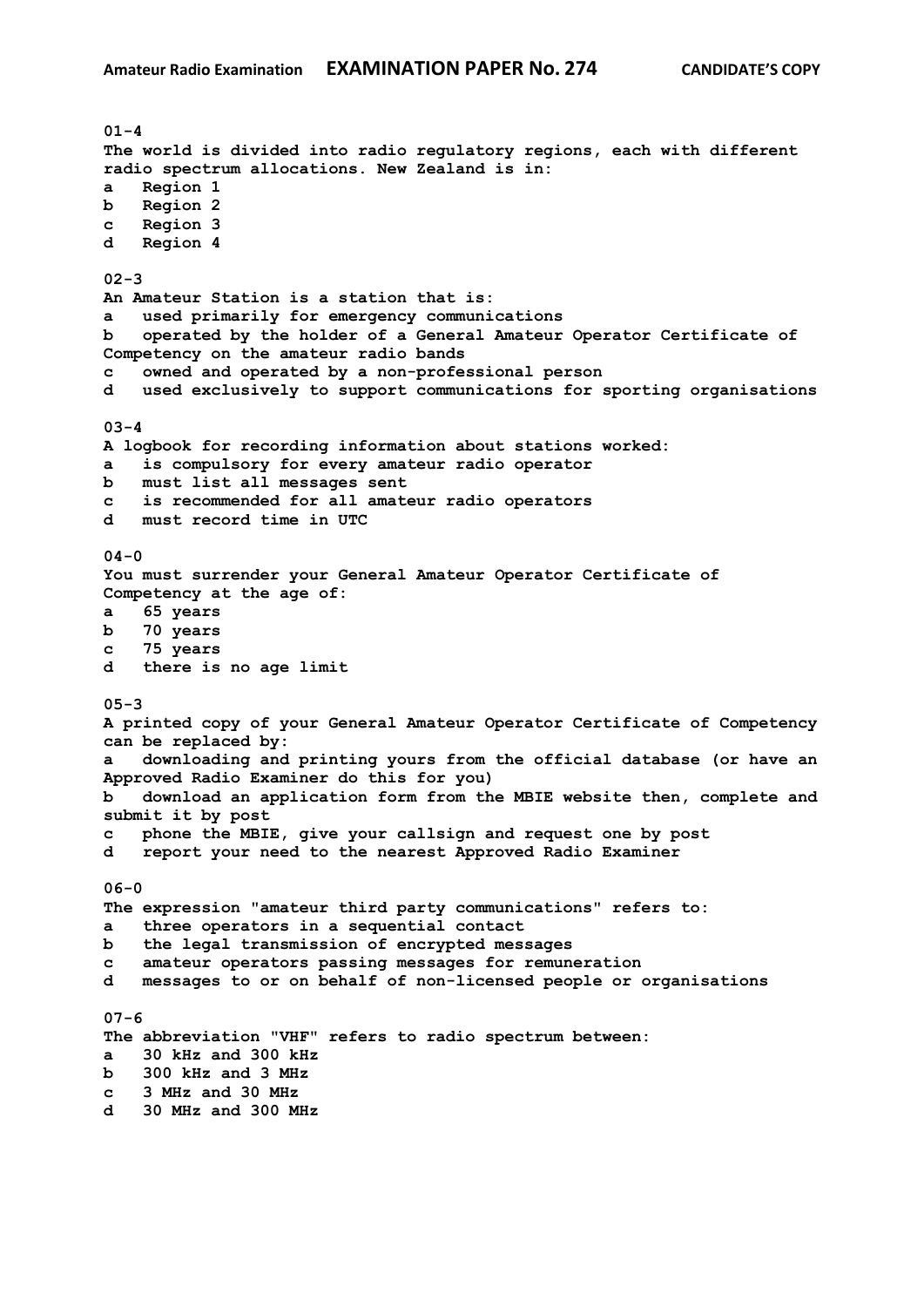**Amateur Radio Examination    EXAMINATION PAPER No. 274    CANDIDATE'S COPY**

**01-4**
**The world is divided into radio regulatory regions, each with different radio spectrum allocations. New Zealand is in:**
a   Region 1
b   Region 2
c   Region 3
d   Region 4

**02-3**
**An Amateur Station is a station that is:**
a   used primarily for emergency communications
b   operated by the holder of a General Amateur Operator Certificate of Competency on the amateur radio bands
c   owned and operated by a non-professional person
d   used exclusively to support communications for sporting organisations

**03-4**
**A logbook for recording information about stations worked:**
a   is compulsory for every amateur radio operator
b   must list all messages sent
c   is recommended for all amateur radio operators
d   must record time in UTC

**04-0**
**You must surrender your General Amateur Operator Certificate of Competency at the age of:**
a   65 years
b   70 years
c   75 years
d   there is no age limit

**05-3**
**A printed copy of your General Amateur Operator Certificate of Competency can be replaced by:**
a   downloading and printing yours from the official database (or have an Approved Radio Examiner do this for you)
b   download an application form from the MBIE website then, complete and submit it by post
c   phone the MBIE, give your callsign and request one by post
d   report your need to the nearest Approved Radio Examiner

**06-0**
**The expression "amateur third party communications" refers to:**
a   three operators in a sequential contact
b   the legal transmission of encrypted messages
c   amateur operators passing messages for remuneration
d   messages to or on behalf of non-licensed people or organisations

**07-6**
**The abbreviation "VHF" refers to radio spectrum between:**
a   30 kHz and 300 kHz
b   300 kHz and 3 MHz
c   3 MHz and 30 MHz
d   30 MHz and 300 MHz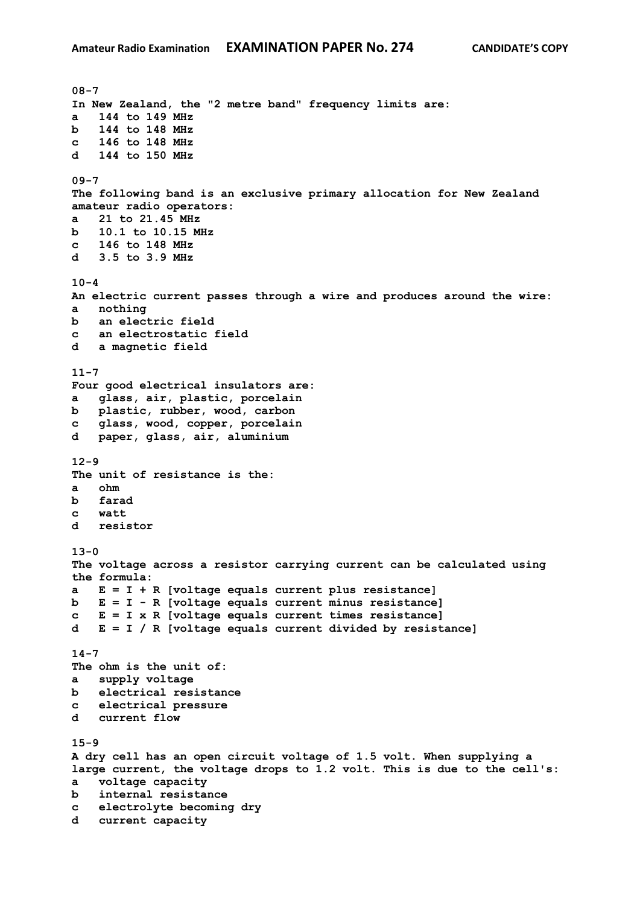**08-7**
**In New Zealand, the "2 metre band" frequency limits are:**
**a 144 to 149 MHz**
**b 144 to 148 MHz**
**c 146 to 148 MHz**
**d 144 to 150 MHz**

**09-7**
**The following band is an exclusive primary allocation for New Zealand amateur radio operators:**
**a 21 to 21.45 MHz**
**b 10.1 to 10.15 MHz**
**c 146 to 148 MHz**
**d 3.5 to 3.9 MHz**

**10-4**
**An electric current passes through a wire and produces around the wire:**
**a nothing**
**b an electric field**
**c an electrostatic field**
**d a magnetic field**

**11-7**
**Four good electrical insulators are:**
**a glass, air, plastic, porcelain**
**b plastic, rubber, wood, carbon**
**c glass, wood, copper, porcelain**
**d paper, glass, air, aluminium**

**12-9**
**The unit of resistance is the:**
**a ohm**
**b farad**
**c watt**
**d resistor**

**13-0**
**The voltage across a resistor carrying current can be calculated using the formula:**
**a E = I + R [voltage equals current plus resistance]**
**b E = I - R [voltage equals current minus resistance]**
**c E = I x R [voltage equals current times resistance]**
**d E = I / R [voltage equals current divided by resistance]**

**14-7**
**The ohm is the unit of:**
**a supply voltage**
**b electrical resistance**
**c electrical pressure**
**d current flow**

**15-9**
**A dry cell has an open circuit voltage of 1.5 volt. When supplying a large current, the voltage drops to 1.2 volt. This is due to the cell's:**
**a voltage capacity**
**b internal resistance**
**c electrolyte becoming dry**
**d current capacity**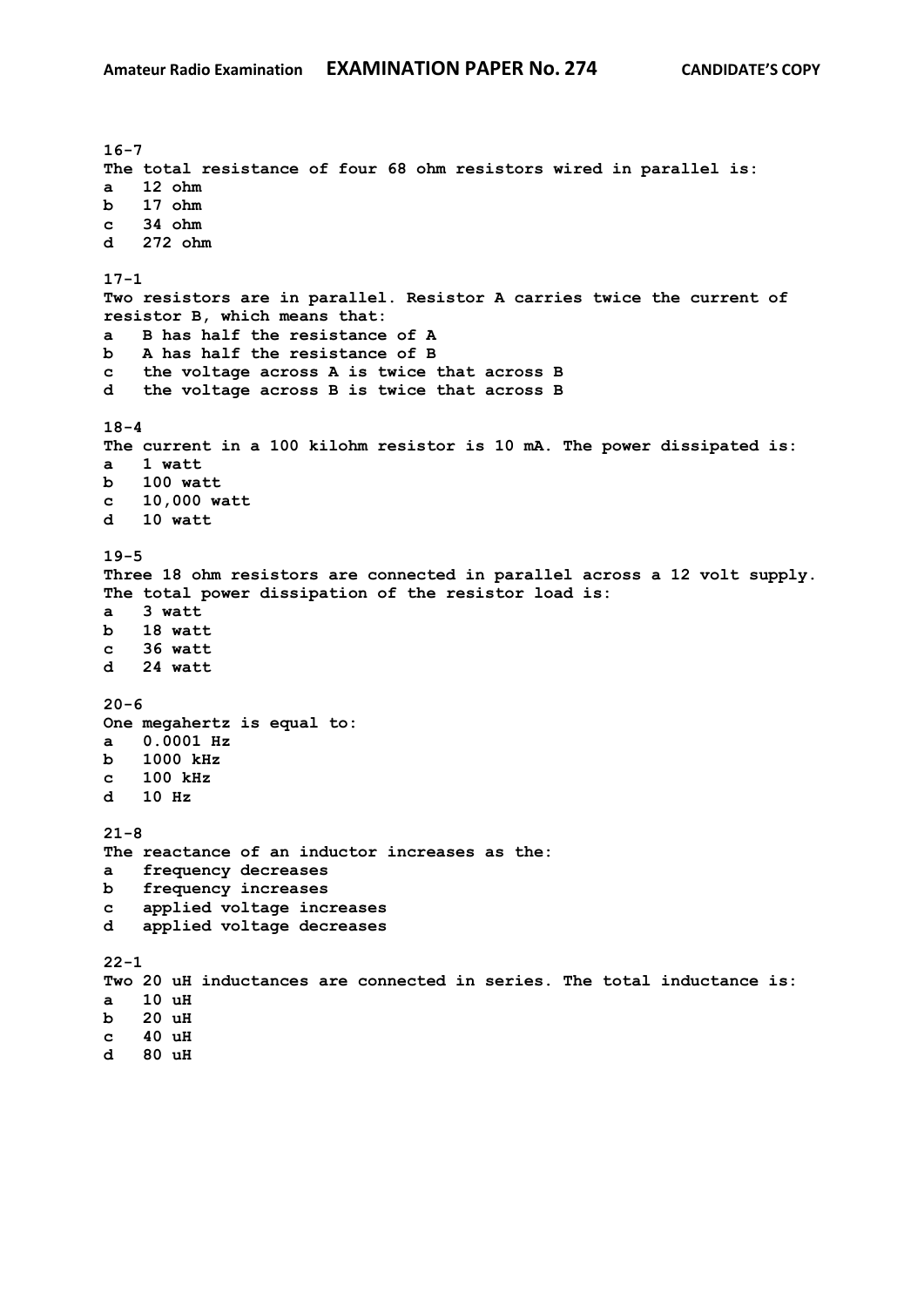**16-7**
**The total resistance of four 68 ohm resistors wired in parallel is:**
**a 12 ohm**
**b 17 ohm**
**c 34 ohm**
**d 272 ohm**

**17-1**
**Two resistors are in parallel. Resistor A carries twice the current of resistor B, which means that:**
**a B has half the resistance of A**
**b A has half the resistance of B**
**c the voltage across A is twice that across B**
**d the voltage across B is twice that across B**

**18-4**
**The current in a 100 kilohm resistor is 10 mA. The power dissipated is:**
**a 1 watt**
**b 100 watt**
**c 10,000 watt**
**d 10 watt**

**19-5**
**Three 18 ohm resistors are connected in parallel across a 12 volt supply. The total power dissipation of the resistor load is:**
**a 3 watt**
**b 18 watt**
**c 36 watt**
**d 24 watt**

**20-6**
**One megahertz is equal to:**
**a 0.0001 Hz**
**b 1000 kHz**
**c 100 kHz**
**d 10 Hz**

**21-8**
**The reactance of an inductor increases as the:**
**a frequency decreases**
**b frequency increases**
**c applied voltage increases**
**d applied voltage decreases**

**22-1**
**Two 20 uH inductances are connected in series. The total inductance is:**
**a 10 uH**
**b 20 uH**
**c 40 uH**
**d 80 uH**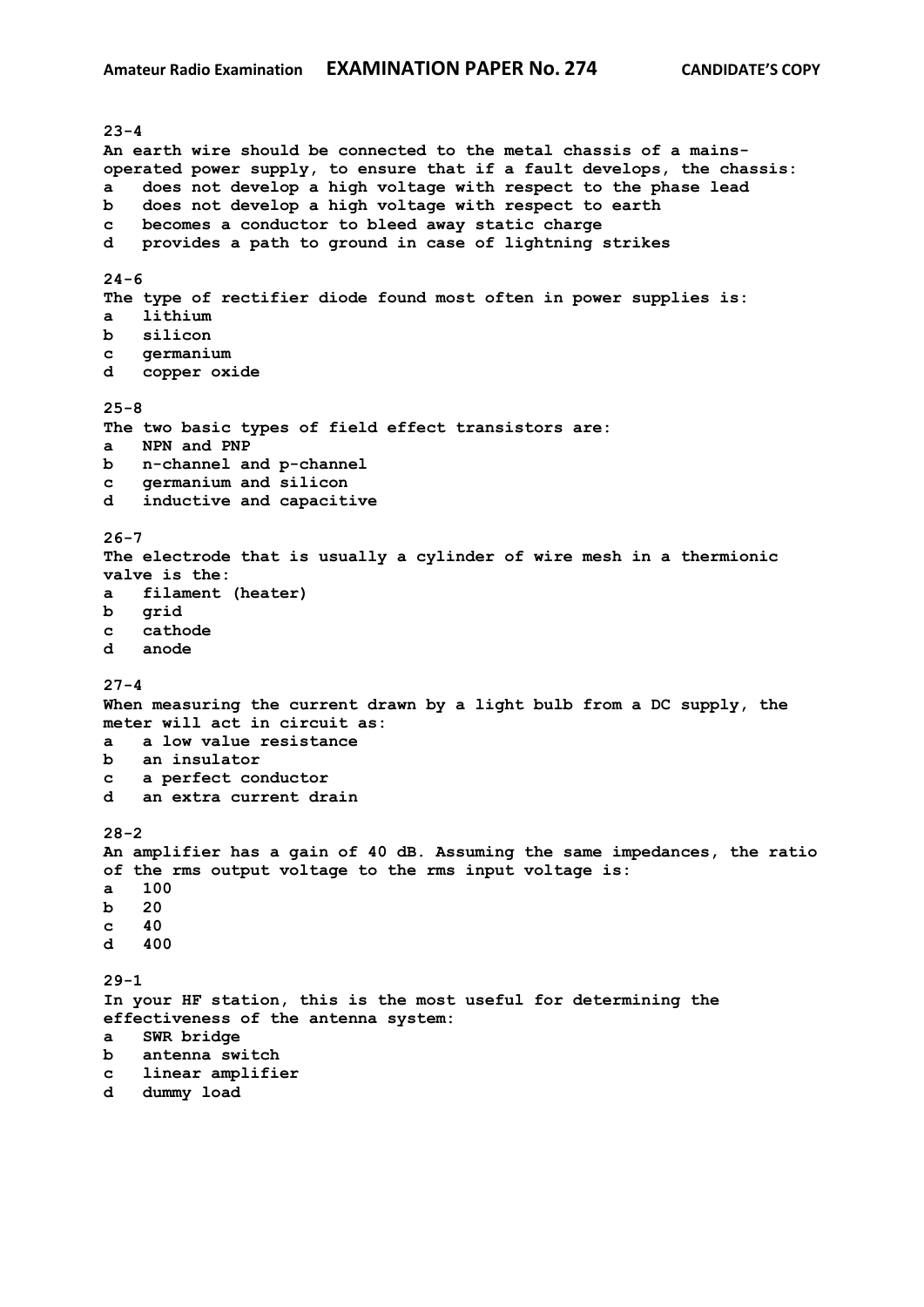**23-4**
**An earth wire should be connected to the metal chassis of a mains-operated power supply, to ensure that if a fault develops, the chassis:**
**a   does not develop a high voltage with respect to the phase lead**
**b   does not develop a high voltage with respect to earth**
**c   becomes a conductor to bleed away static charge**
**d   provides a path to ground in case of lightning strikes**

**24-6**
**The type of rectifier diode found most often in power supplies is:**
**a   lithium**
**b   silicon**
**c   germanium**
**d   copper oxide**

**25-8**
**The two basic types of field effect transistors are:**
**a   NPN and PNP**
**b   n-channel and p-channel**
**c   germanium and silicon**
**d   inductive and capacitive**

**26-7**
**The electrode that is usually a cylinder of wire mesh in a thermionic valve is the:**
**a   filament (heater)**
**b   grid**
**c   cathode**
**d   anode**

**27-4**
**When measuring the current drawn by a light bulb from a DC supply, the meter will act in circuit as:**
**a   a low value resistance**
**b   an insulator**
**c   a perfect conductor**
**d   an extra current drain**

**28-2**
**An amplifier has a gain of 40 dB. Assuming the same impedances, the ratio of the rms output voltage to the rms input voltage is:**
**a   100**
**b   20**
**c   40**
**d   400**

**29-1**
**In your HF station, this is the most useful for determining the effectiveness of the antenna system:**
**a   SWR bridge**
**b   antenna switch**
**c   linear amplifier**
**d   dummy load**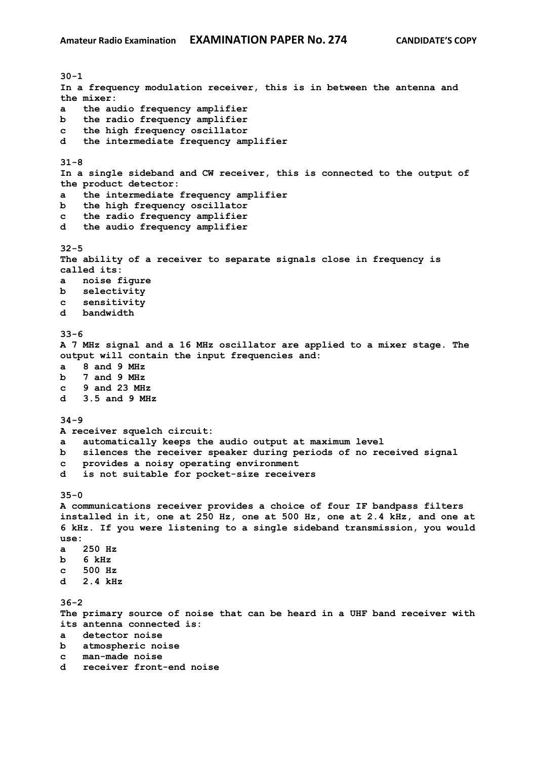**30-1**
**In a frequency modulation receiver, this is in between the antenna and the mixer:**
**a** the audio frequency amplifier
**b** the radio frequency amplifier
**c** the high frequency oscillator
**d** the intermediate frequency amplifier

**31-8**
**In a single sideband and CW receiver, this is connected to the output of the product detector:**
**a** the intermediate frequency amplifier
**b** the high frequency oscillator
**c** the radio frequency amplifier
**d** the audio frequency amplifier

**32-5**
**The ability of a receiver to separate signals close in frequency is called its:**
**a** noise figure
**b** selectivity
**c** sensitivity
**d** bandwidth

**33-6**
**A 7 MHz signal and a 16 MHz oscillator are applied to a mixer stage. The output will contain the input frequencies and:**
**a** 8 and 9 MHz
**b** 7 and 9 MHz
**c** 9 and 23 MHz
**d** 3.5 and 9 MHz

**34-9**
**A receiver squelch circuit:**
**a** automatically keeps the audio output at maximum level
**b** silences the receiver speaker during periods of no received signal
**c** provides a noisy operating environment
**d** is not suitable for pocket-size receivers

**35-0**
**A communications receiver provides a choice of four IF bandpass filters installed in it, one at 250 Hz, one at 500 Hz, one at 2.4 kHz, and one at 6 kHz. If you were listening to a single sideband transmission, you would use:**
**a** 250 Hz
**b** 6 kHz
**c** 500 Hz
**d** 2.4 kHz

**36-2**
**The primary source of noise that can be heard in a UHF band receiver with its antenna connected is:**
**a** detector noise
**b** atmospheric noise
**c** man-made noise
**d** receiver front-end noise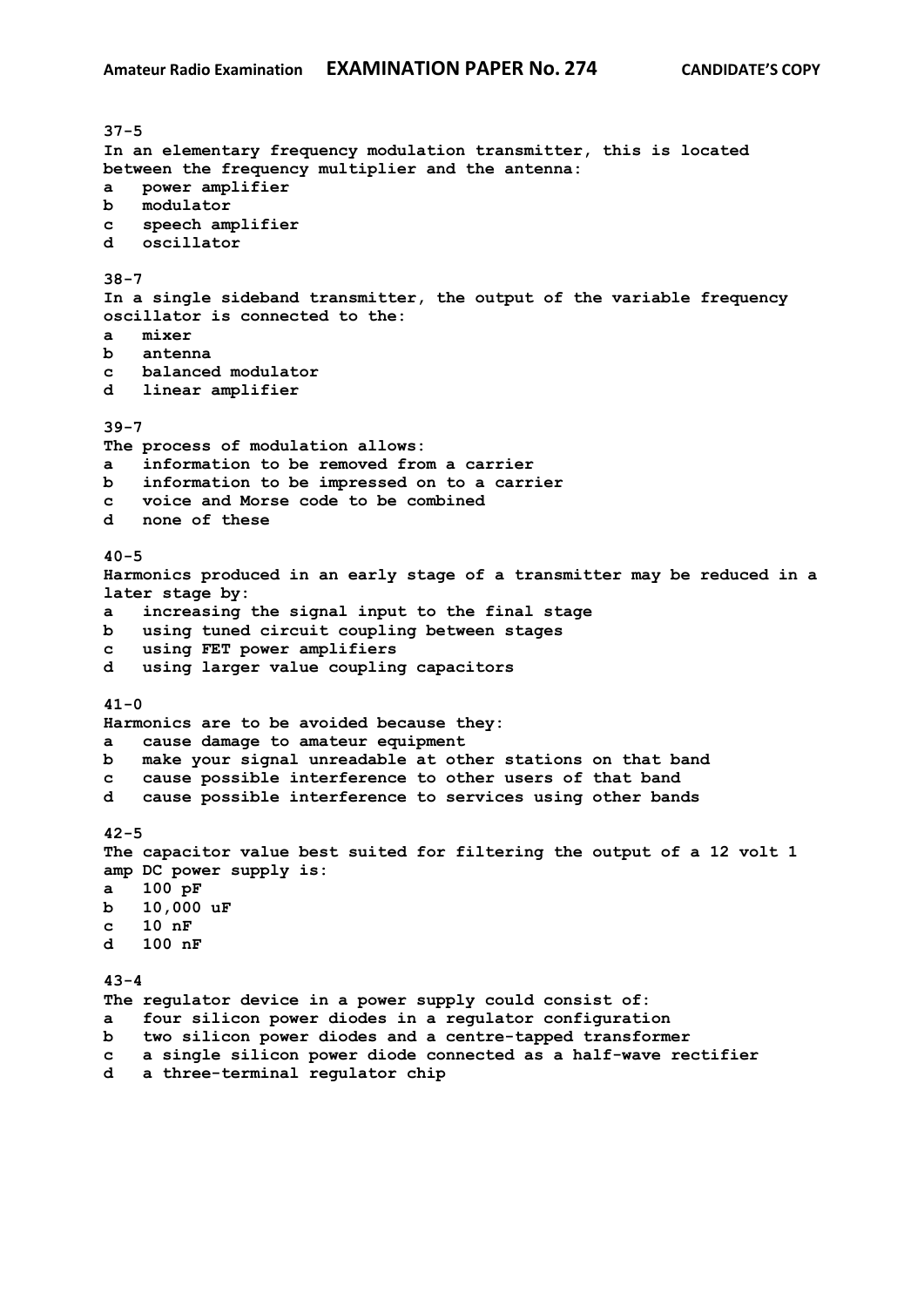**37-5**
**In an elementary frequency modulation transmitter, this is located between the frequency multiplier and the antenna:**
**a power amplifier**
**b modulator**
**c speech amplifier**
**d oscillator**

**38-7**
**In a single sideband transmitter, the output of the variable frequency oscillator is connected to the:**
**a mixer**
**b antenna**
**c balanced modulator**
**d linear amplifier**

**39-7**
**The process of modulation allows:**
**a information to be removed from a carrier**
**b information to be impressed on to a carrier**
**c voice and Morse code to be combined**
**d none of these**

**40-5**
**Harmonics produced in an early stage of a transmitter may be reduced in a later stage by:**
**a increasing the signal input to the final stage**
**b using tuned circuit coupling between stages**
**c using FET power amplifiers**
**d using larger value coupling capacitors**

**41-0**
**Harmonics are to be avoided because they:**
**a cause damage to amateur equipment**
**b make your signal unreadable at other stations on that band**
**c cause possible interference to other users of that band**
**d cause possible interference to services using other bands**

**42-5**
**The capacitor value best suited for filtering the output of a 12 volt 1 amp DC power supply is:**
**a 100 pF**
**b 10,000 uF**
**c 10 nF**
**d 100 nF**

**43-4**
**The regulator device in a power supply could consist of:**
**a four silicon power diodes in a regulator configuration**
**b two silicon power diodes and a centre-tapped transformer**
**c a single silicon power diode connected as a half-wave rectifier**
**d a three-terminal regulator chip**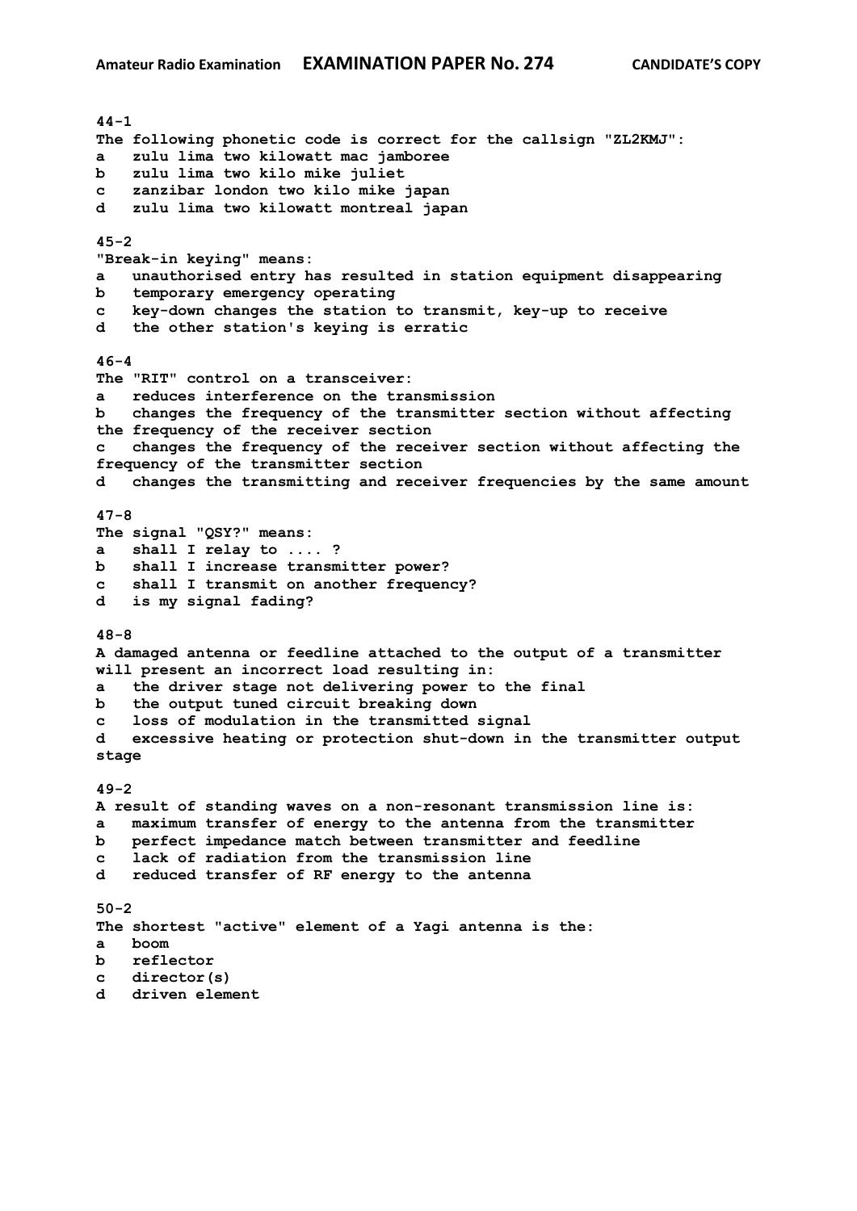**44-1**
**The following phonetic code is correct for the callsign "ZL2KMJ":**
**a zulu lima two kilowatt mac jamboree**
**b zulu lima two kilo mike juliet**
**c zanzibar london two kilo mike japan**
**d zulu lima two kilowatt montreal japan**

**45-2**
**"Break-in keying" means:**
**a unauthorised entry has resulted in station equipment disappearing**
**b temporary emergency operating**
**c key-down changes the station to transmit, key-up to receive**
**d the other station's keying is erratic**

**46-4**
**The "RIT" control on a transceiver:**
**a reduces interference on the transmission**
**b changes the frequency of the transmitter section without affecting the frequency of the receiver section**
**c changes the frequency of the receiver section without affecting the frequency of the transmitter section**
**d changes the transmitting and receiver frequencies by the same amount**

**47-8**
**The signal "QSY?" means:**
**a shall I relay to .... ?**
**b shall I increase transmitter power?**
**c shall I transmit on another frequency?**
**d is my signal fading?**

**48-8**
**A damaged antenna or feedline attached to the output of a transmitter will present an incorrect load resulting in:**
**a the driver stage not delivering power to the final**
**b the output tuned circuit breaking down**
**c loss of modulation in the transmitted signal**
**d excessive heating or protection shut-down in the transmitter output stage**

**49-2**
**A result of standing waves on a non-resonant transmission line is:**
**a maximum transfer of energy to the antenna from the transmitter**
**b perfect impedance match between transmitter and feedline**
**c lack of radiation from the transmission line**
**d reduced transfer of RF energy to the antenna**

**50-2**
**The shortest "active" element of a Yagi antenna is the:**
**a boom**
**b reflector**
**c director(s)**
**d driven element**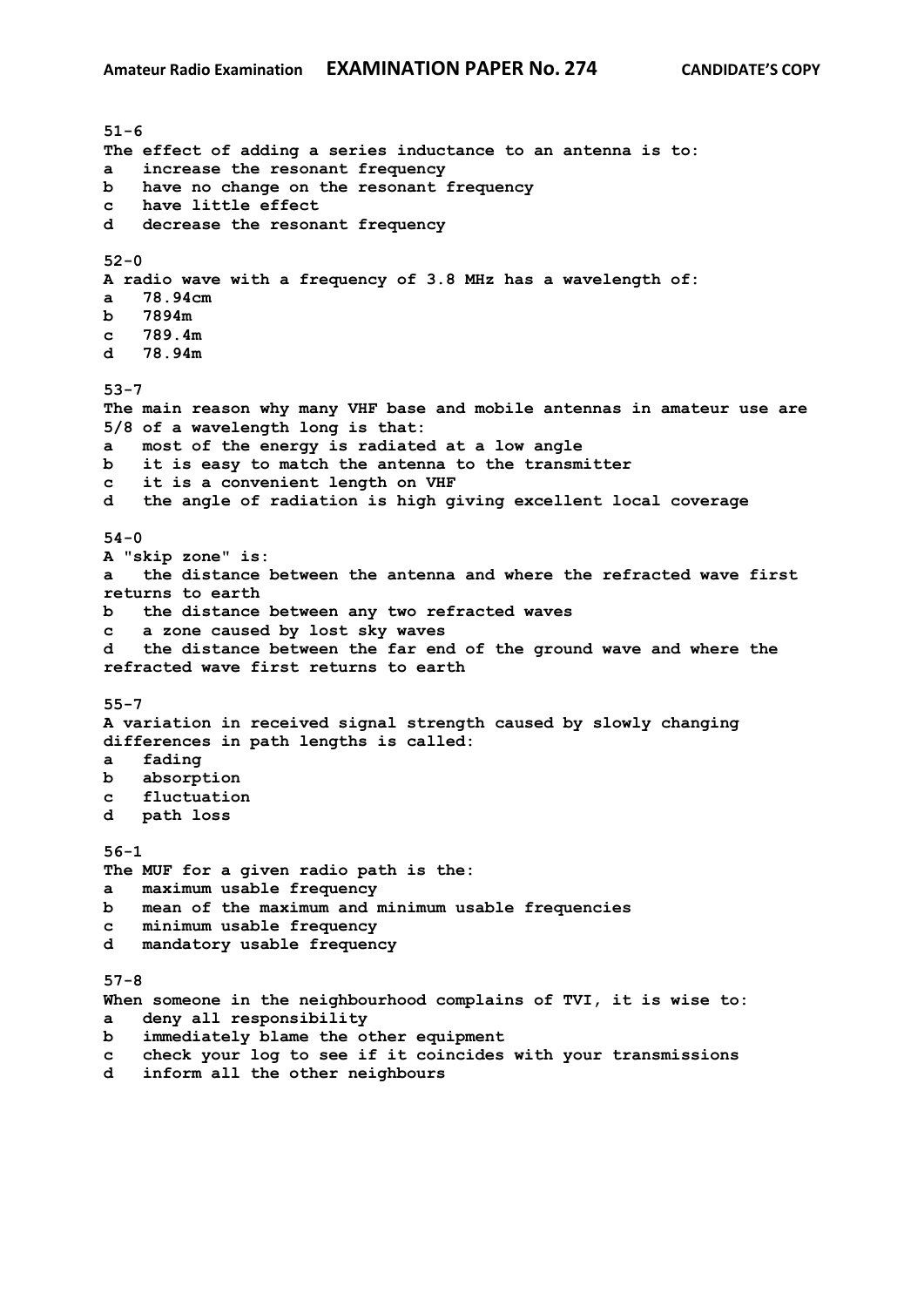**51-6**
**The effect of adding a series inductance to an antenna is to:**
**a   increase the resonant frequency**
**b   have no change on the resonant frequency**
**c   have little effect**
**d   decrease the resonant frequency**

**52-0**
**A radio wave with a frequency of 3.8 MHz has a wavelength of:**
**a   78.94cm**
**b   7894m**
**c   789.4m**
**d   78.94m**

**53-7**
**The main reason why many VHF base and mobile antennas in amateur use are 5/8 of a wavelength long is that:**
**a   most of the energy is radiated at a low angle**
**b   it is easy to match the antenna to the transmitter**
**c   it is a convenient length on VHF**
**d   the angle of radiation is high giving excellent local coverage**

**54-0**
**A "skip zone" is:**
**a   the distance between the antenna and where the refracted wave first returns to earth**
**b   the distance between any two refracted waves**
**c   a zone caused by lost sky waves**
**d   the distance between the far end of the ground wave and where the refracted wave first returns to earth**

**55-7**
**A variation in received signal strength caused by slowly changing differences in path lengths is called:**
**a   fading**
**b   absorption**
**c   fluctuation**
**d   path loss**

**56-1**
**The MUF for a given radio path is the:**
**a   maximum usable frequency**
**b   mean of the maximum and minimum usable frequencies**
**c   minimum usable frequency**
**d   mandatory usable frequency**

**57-8**
**When someone in the neighbourhood complains of TVI, it is wise to:**
**a   deny all responsibility**
**b   immediately blame the other equipment**
**c   check your log to see if it coincides with your transmissions**
**d   inform all the other neighbours**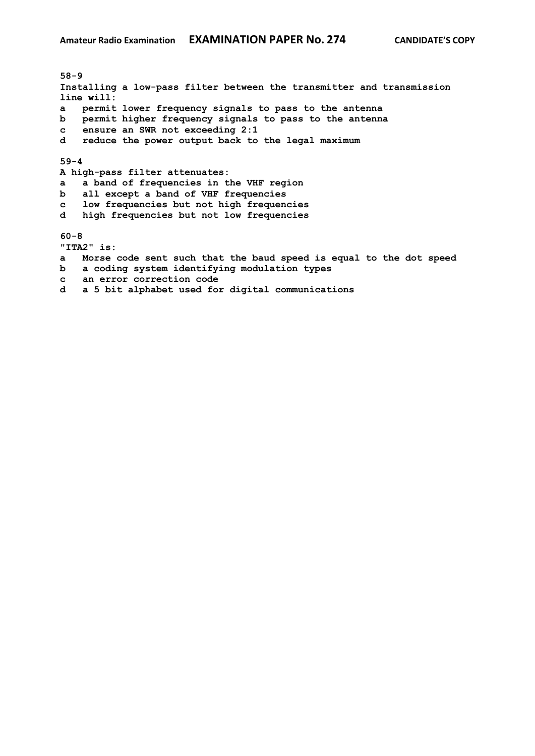**58-9**
**Installing a low-pass filter between the transmitter and transmission line will:**
**a   permit lower frequency signals to pass to the antenna**
**b   permit higher frequency signals to pass to the antenna**
**c   ensure an SWR not exceeding 2:1**
**d   reduce the power output back to the legal maximum**

**59-4**
**A high-pass filter attenuates:**
**a   a band of frequencies in the VHF region**
**b   all except a band of VHF frequencies**
**c   low frequencies but not high frequencies**
**d   high frequencies but not low frequencies**

**60-8**
**"ITA2" is:**
**a   Morse code sent such that the baud speed is equal to the dot speed**
**b   a coding system identifying modulation types**
**c   an error correction code**
**d   a 5 bit alphabet used for digital communications**